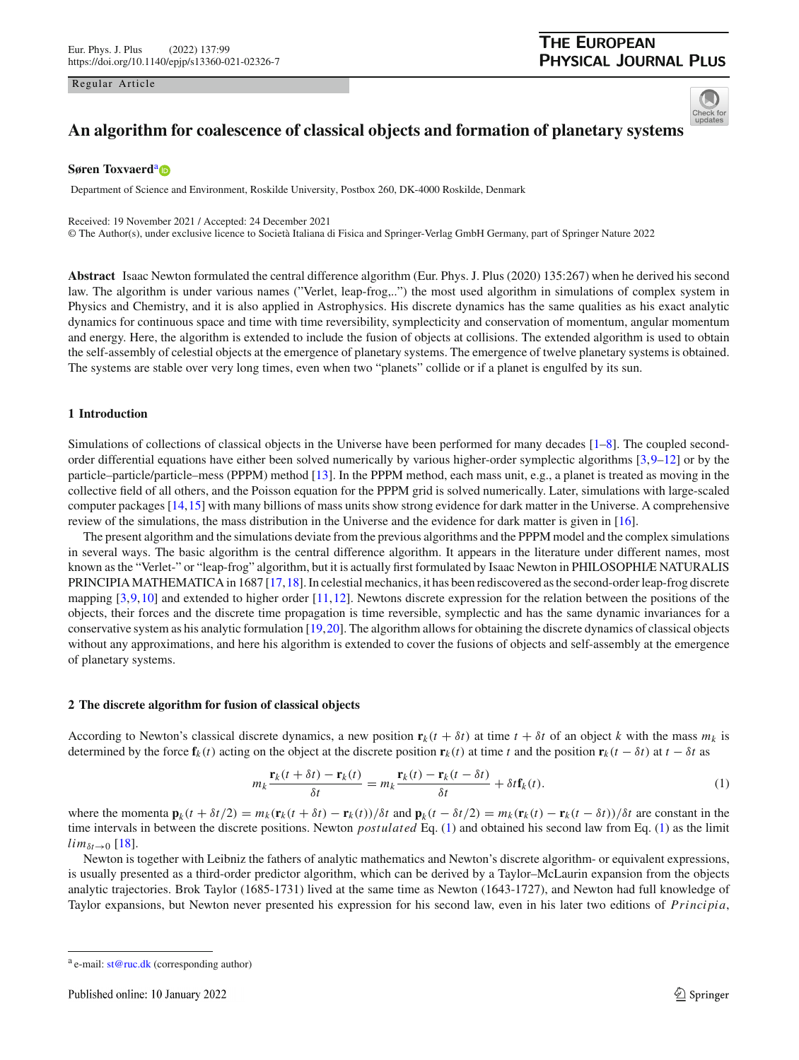Regular Article

# An algorithm for coalescence of classical objects and formation of planetary systems

**Søren Toxvaerd**[a]

Department of Science and Environment, Roskilde University, Postbox 260, DK-4000 Roskilde, Denmark

Received: 19 November 2021 / Accepted: 24 December 2021
© The Author(s), under exclusive licence to Società Italiana di Fisica and Springer-Verlag GmbH Germany, part of Springer Nature 2022

**Abstract** Isaac Newton formulated the central difference algorithm (Eur. Phys. J. Plus (2020) 135:267) when he derived his second law. The algorithm is under various names ("Verlet, leap-frog,..") the most used algorithm in simulations of complex system in Physics and Chemistry, and it is also applied in Astrophysics. His discrete dynamics has the same qualities as his exact analytic dynamics for continuous space and time with time reversibility, symplecticity and conservation of momentum, angular momentum and energy. Here, the algorithm is extended to include the fusion of objects at collisions. The extended algorithm is used to obtain the self-assembly of celestial objects at the emergence of planetary systems. The emergence of twelve planetary systems is obtained. The systems are stable over very long times, even when two "planets" collide or if a planet is engulfed by its sun.

## 1 Introduction

Simulations of collections of classical objects in the Universe have been performed for many decades [1–8]. The coupled second-order differential equations have either been solved numerically by various higher-order symplectic algorithms [3,9–12] or by the particle–particle/particle–mess (PPPM) method [13]. In the PPPM method, each mass unit, e.g., a planet is treated as moving in the collective field of all others, and the Poisson equation for the PPPM grid is solved numerically. Later, simulations with large-scaled computer packages [14,15] with many billions of mass units show strong evidence for dark matter in the Universe. A comprehensive review of the simulations, the mass distribution in the Universe and the evidence for dark matter is given in [16].

The present algorithm and the simulations deviate from the previous algorithms and the PPPM model and the complex simulations in several ways. The basic algorithm is the central difference algorithm. It appears in the literature under different names, most known as the "Verlet-" or "leap-frog" algorithm, but it is actually first formulated by Isaac Newton in PHILOSOPHIÆ NATURALIS PRINCIPIA MATHEMATICA in 1687 [17,18]. In celestial mechanics, it has been rediscovered as the second-order leap-frog discrete mapping [3,9,10] and extended to higher order [11,12]. Newtons discrete expression for the relation between the positions of the objects, their forces and the discrete time propagation is time reversible, symplectic and has the same dynamic invariances for a conservative system as his analytic formulation [19,20]. The algorithm allows for obtaining the discrete dynamics of classical objects without any approximations, and here his algorithm is extended to cover the fusions of objects and self-assembly at the emergence of planetary systems.

## 2 The discrete algorithm for fusion of classical objects

According to Newton's classical discrete dynamics, a new position $\mathbf{r}_k(t+\delta t)$ at time $t+\delta t$ of an object $k$ with the mass $m_k$ is determined by the force $\mathbf{f}_k(t)$ acting on the object at the discrete position $\mathbf{r}_k(t)$ at time $t$ and the position $\mathbf{r}_k(t-\delta t)$ at $t-\delta t$ as

$$m_k \frac{\mathbf{r}_k(t+\delta t)-\mathbf{r}_k(t)}{\delta t} = m_k \frac{\mathbf{r}_k(t)-\mathbf{r}_k(t-\delta t)}{\delta t} + \delta t \mathbf{f}_k(t). \tag{1}$$

where the momenta $\mathbf{p}_k(t+\delta t/2) = m_k(\mathbf{r}_k(t+\delta t)-\mathbf{r}_k(t))/\delta t$ and $\mathbf{p}_k(t-\delta t/2) = m_k(\mathbf{r}_k(t)-\mathbf{r}_k(t-\delta t))/\delta t$ are constant in the time intervals in between the discrete positions. Newton *postulated* Eq. (1) and obtained his second law from Eq. (1) as the limit $lim_{\delta t \to 0}$ [18].

Newton is together with Leibniz the fathers of analytic mathematics and Newton's discrete algorithm- or equivalent expressions, is usually presented as a third-order predictor algorithm, which can be derived by a Taylor–McLaurin expansion from the objects analytic trajectories. Brok Taylor (1685-1731) lived at the same time as Newton (1643-1727), and Newton had full knowledge of Taylor expansions, but Newton never presented his expression for his second law, even in his later two editions of *Principia*,

[a] e-mail: st@ruc.dk (corresponding author)

Published online: 10 January 2022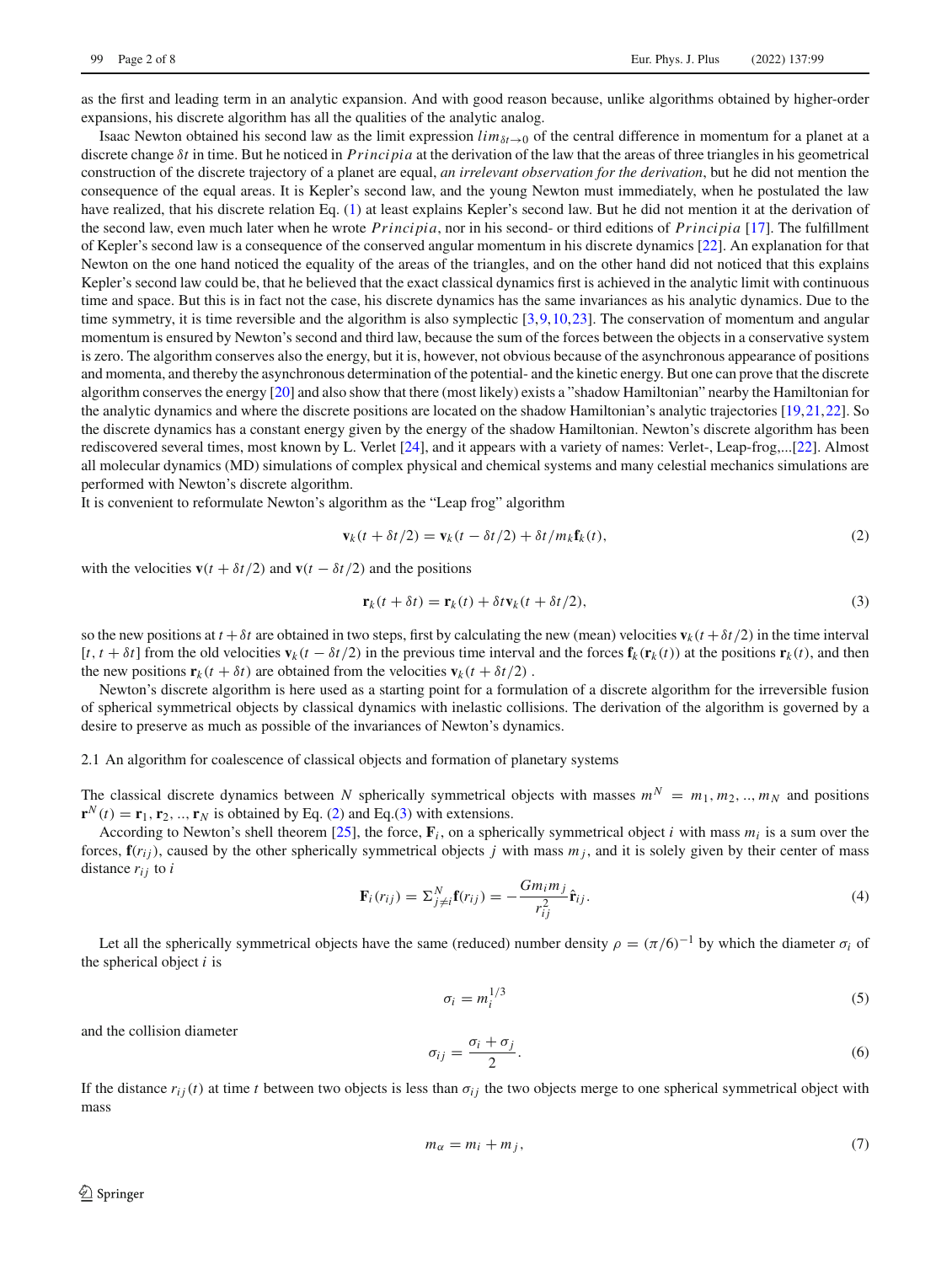as the first and leading term in an analytic expansion. And with good reason because, unlike algorithms obtained by higher-order expansions, his discrete algorithm has all the qualities of the analytic analog.

Isaac Newton obtained his second law as the limit expression $lim_{\delta t \to 0}$ of the central difference in momentum for a planet at a discrete change $\delta t$ in time. But he noticed in *Principia* at the derivation of the law that the areas of three triangles in his geometrical construction of the discrete trajectory of a planet are equal, *an irrelevant observation for the derivation*, but he did not mention the consequence of the equal areas. It is Kepler's second law, and the young Newton must immediately, when he postulated the law have realized, that his discrete relation Eq. (1) at least explains Kepler's second law. But he did not mention it at the derivation of the second law, even much later when he wrote *Principia*, nor in his second- or third editions of *Principia* [17]. The fulfillment of Kepler's second law is a consequence of the conserved angular momentum in his discrete dynamics [22]. An explanation for that Newton on the one hand noticed the equality of the areas of the triangles, and on the other hand did not noticed that this explains Kepler's second law could be, that he believed that the exact classical dynamics first is achieved in the analytic limit with continuous time and space. But this is in fact not the case, his discrete dynamics has the same invariances as his analytic dynamics. Due to the time symmetry, it is time reversible and the algorithm is also symplectic [3,9,10,23]. The conservation of momentum and angular momentum is ensured by Newton's second and third law, because the sum of the forces between the objects in a conservative system is zero. The algorithm conserves also the energy, but it is, however, not obvious because of the asynchronous appearance of positions and momenta, and thereby the asynchronous determination of the potential- and the kinetic energy. But one can prove that the discrete algorithm conserves the energy [20] and also show that there (most likely) exists a "shadow Hamiltonian" nearby the Hamiltonian for the analytic dynamics and where the discrete positions are located on the shadow Hamiltonian's analytic trajectories [19,21,22]. So the discrete dynamics has a constant energy given by the energy of the shadow Hamiltonian. Newton's discrete algorithm has been rediscovered several times, most known by L. Verlet [24], and it appears with a variety of names: Verlet-, Leap-frog,...[22]. Almost all molecular dynamics (MD) simulations of complex physical and chemical systems and many celestial mechanics simulations are performed with Newton's discrete algorithm.

It is convenient to reformulate Newton's algorithm as the "Leap frog" algorithm

$$\mathbf{v}_k(t+\delta t/2) = \mathbf{v}_k(t-\delta t/2) + \delta t/m_k \mathbf{f}_k(t), \tag{2}$$

with the velocities $\mathbf{v}(t+\delta t/2)$ and $\mathbf{v}(t-\delta t/2)$ and the positions

$$\mathbf{r}_k(t+\delta t) = \mathbf{r}_k(t) + \delta t \mathbf{v}_k(t+\delta t/2), \tag{3}$$

so the new positions at $t+\delta t$ are obtained in two steps, first by calculating the new (mean) velocities $\mathbf{v}_k(t+\delta t/2)$ in the time interval $[t, t+\delta t]$ from the old velocities $\mathbf{v}_k(t-\delta t/2)$ in the previous time interval and the forces $\mathbf{f}_k(\mathbf{r}_k(t))$ at the positions $\mathbf{r}_k(t)$, and then the new positions $\mathbf{r}_k(t+\delta t)$ are obtained from the velocities $\mathbf{v}_k(t+\delta t/2)$ .

Newton's discrete algorithm is here used as a starting point for a formulation of a discrete algorithm for the irreversible fusion of spherical symmetrical objects by classical dynamics with inelastic collisions. The derivation of the algorithm is governed by a desire to preserve as much as possible of the invariances of Newton's dynamics.

### 2.1 An algorithm for coalescence of classical objects and formation of planetary systems

The classical discrete dynamics between $N$ spherically symmetrical objects with masses $m^N = m_1, m_2, .., m_N$ and positions $\mathbf{r}^N(t) = \mathbf{r}_1, \mathbf{r}_2, .., \mathbf{r}_N$ is obtained by Eq. (2) and Eq.(3) with extensions.

According to Newton's shell theorem [25], the force, $\mathbf{F}_i$, on a spherically symmetrical object $i$ with mass $m_i$ is a sum over the forces, $\mathbf{f}(r_{ij})$, caused by the other spherically symmetrical objects $j$ with mass $m_j$, and it is solely given by their center of mass distance $r_{ij}$ to $i$

$$\mathbf{F}_i(r_{ij}) = \Sigma_{j \neq i}^N \mathbf{f}(r_{ij}) = -\frac{G m_i m_j}{r_{ij}^2} \hat{\mathbf{r}}_{ij}. \tag{4}$$

Let all the spherically symmetrical objects have the same (reduced) number density $\rho = (\pi/6)^{-1}$ by which the diameter $\sigma_i$ of the spherical object $i$ is

$$\sigma_i = m_i^{1/3} \tag{5}$$

and the collision diameter

$$\sigma_{ij} = \frac{\sigma_i + \sigma_j}{2}. \tag{6}$$

If the distance $r_{ij}(t)$ at time $t$ between two objects is less than $\sigma_{ij}$ the two objects merge to one spherical symmetrical object with mass

$$m_\alpha = m_i + m_j, \tag{7}$$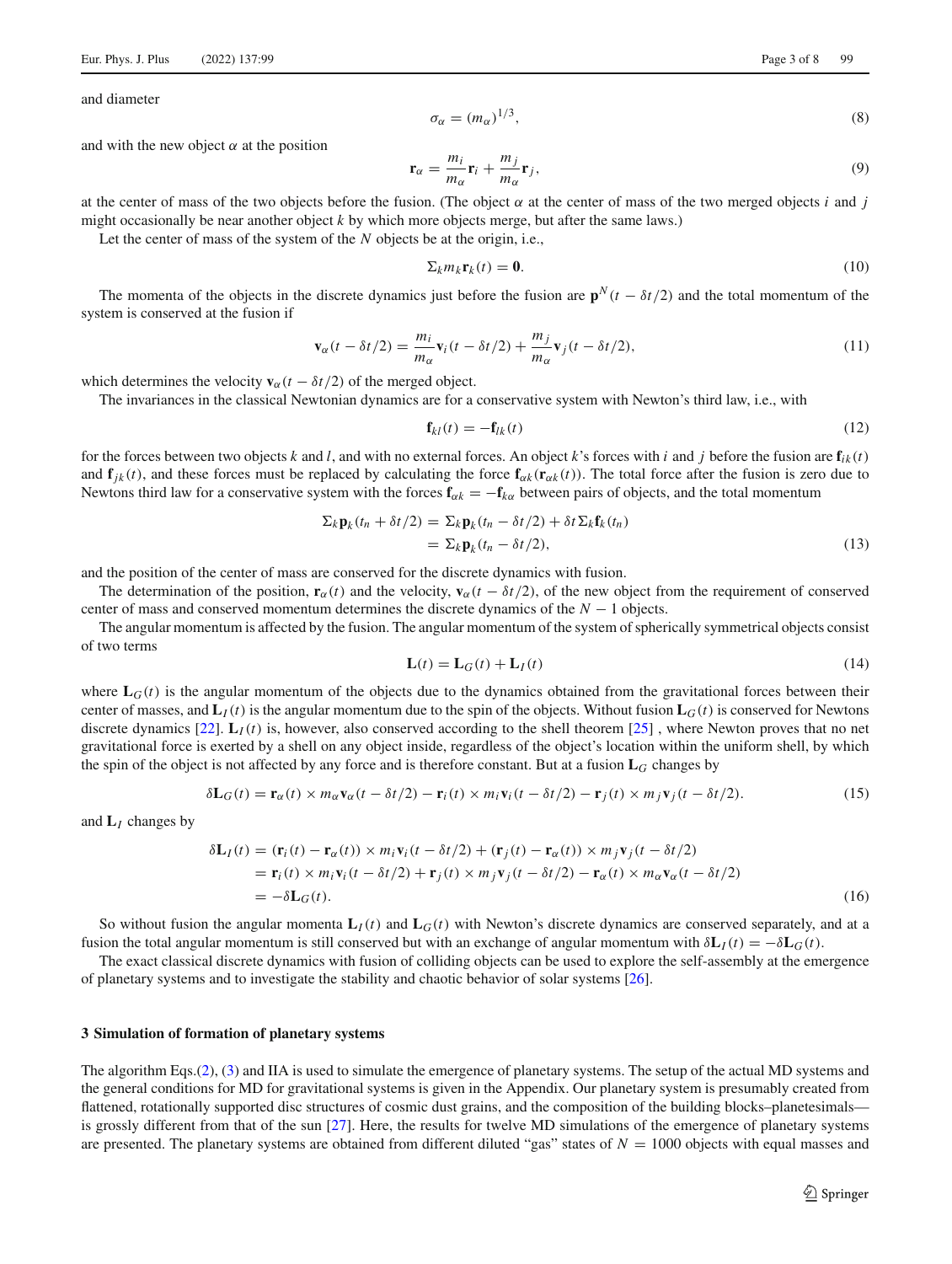and diameter

$$\sigma_\alpha = (m_\alpha)^{1/3}, \tag{8}$$

and with the new object $\alpha$ at the position

$$\mathbf{r}_\alpha = \frac{m_i}{m_\alpha}\mathbf{r}_i + \frac{m_j}{m_\alpha}\mathbf{r}_j, \tag{9}$$

at the center of mass of the two objects before the fusion. (The object $\alpha$ at the center of mass of the two merged objects $i$ and $j$ might occasionally be near another object $k$ by which more objects merge, but after the same laws.)

Let the center of mass of the system of the $N$ objects be at the origin, i.e.,

$$\Sigma_k m_k \mathbf{r}_k(t) = \mathbf{0}. \tag{10}$$

The momenta of the objects in the discrete dynamics just before the fusion are $\mathbf{p}^N(t - \delta t/2)$ and the total momentum of the system is conserved at the fusion if

$$\mathbf{v}_\alpha(t - \delta t/2) = \frac{m_i}{m_\alpha}\mathbf{v}_i(t - \delta t/2) + \frac{m_j}{m_\alpha}\mathbf{v}_j(t - \delta t/2), \tag{11}$$

which determines the velocity $\mathbf{v}_\alpha(t - \delta t/2)$ of the merged object.

The invariances in the classical Newtonian dynamics are for a conservative system with Newton's third law, i.e., with

$$\mathbf{f}_{kl}(t) = -\mathbf{f}_{lk}(t) \tag{12}$$

for the forces between two objects $k$ and $l$, and with no external forces. An object $k$'s forces with $i$ and $j$ before the fusion are $\mathbf{f}_{ik}(t)$ and $\mathbf{f}_{jk}(t)$, and these forces must be replaced by calculating the force $\mathbf{f}_{\alpha k}(\mathbf{r}_{\alpha k}(t))$. The total force after the fusion is zero due to Newtons third law for a conservative system with the forces $\mathbf{f}_{\alpha k} = -\mathbf{f}_{k\alpha}$ between pairs of objects, and the total momentum

$$\begin{aligned}\Sigma_k \mathbf{p}_k(t_n + \delta t/2) &= \Sigma_k \mathbf{p}_k(t_n - \delta t/2) + \delta t\, \Sigma_k \mathbf{f}_k(t_n) \\ &= \Sigma_k \mathbf{p}_k(t_n - \delta t/2),\end{aligned} \tag{13}$$

and the position of the center of mass are conserved for the discrete dynamics with fusion.

The determination of the position, $\mathbf{r}_\alpha(t)$ and the velocity, $\mathbf{v}_\alpha(t - \delta t/2)$, of the new object from the requirement of conserved center of mass and conserved momentum determines the discrete dynamics of the $N - 1$ objects.

The angular momentum is affected by the fusion. The angular momentum of the system of spherically symmetrical objects consist of two terms

$$\mathbf{L}(t) = \mathbf{L}_G(t) + \mathbf{L}_I(t) \tag{14}$$

where $\mathbf{L}_G(t)$ is the angular momentum of the objects due to the dynamics obtained from the gravitational forces between their center of masses, and $\mathbf{L}_I(t)$ is the angular momentum due to the spin of the objects. Without fusion $\mathbf{L}_G(t)$ is conserved for Newtons discrete dynamics [22]. $\mathbf{L}_I(t)$ is, however, also conserved according to the shell theorem [25] , where Newton proves that no net gravitational force is exerted by a shell on any object inside, regardless of the object's location within the uniform shell, by which the spin of the object is not affected by any force and is therefore constant. But at a fusion $\mathbf{L}_G$ changes by

$$\delta \mathbf{L}_G(t) = \mathbf{r}_\alpha(t) \times m_\alpha \mathbf{v}_\alpha(t - \delta t/2) - \mathbf{r}_i(t) \times m_i \mathbf{v}_i(t - \delta t/2) - \mathbf{r}_j(t) \times m_j \mathbf{v}_j(t - \delta t/2). \tag{15}$$

and $\mathbf{L}_I$ changes by

$$\begin{aligned}\delta \mathbf{L}_I(t) &= (\mathbf{r}_i(t) - \mathbf{r}_\alpha(t)) \times m_i \mathbf{v}_i(t - \delta t/2) + (\mathbf{r}_j(t) - \mathbf{r}_\alpha(t)) \times m_j \mathbf{v}_j(t - \delta t/2) \\ &= \mathbf{r}_i(t) \times m_i \mathbf{v}_i(t - \delta t/2) + \mathbf{r}_j(t) \times m_j \mathbf{v}_j(t - \delta t/2) - \mathbf{r}_\alpha(t) \times m_\alpha \mathbf{v}_\alpha(t - \delta t/2) \\ &= -\delta \mathbf{L}_G(t).\end{aligned} \tag{16}$$

So without fusion the angular momenta $\mathbf{L}_I(t)$ and $\mathbf{L}_G(t)$ with Newton's discrete dynamics are conserved separately, and at a fusion the total angular momentum is still conserved but with an exchange of angular momentum with $\delta \mathbf{L}_I(t) = -\delta \mathbf{L}_G(t)$.

The exact classical discrete dynamics with fusion of colliding objects can be used to explore the self-assembly at the emergence of planetary systems and to investigate the stability and chaotic behavior of solar systems [26].

## 3 Simulation of formation of planetary systems

The algorithm Eqs.(2), (3) and IIA is used to simulate the emergence of planetary systems. The setup of the actual MD systems and the general conditions for MD for gravitational systems is given in the Appendix. Our planetary system is presumably created from flattened, rotationally supported disc structures of cosmic dust grains, and the composition of the building blocks–planetesimals—is grossly different from that of the sun [27]. Here, the results for twelve MD simulations of the emergence of planetary systems are presented. The planetary systems are obtained from different diluted "gas" states of $N = 1000$ objects with equal masses and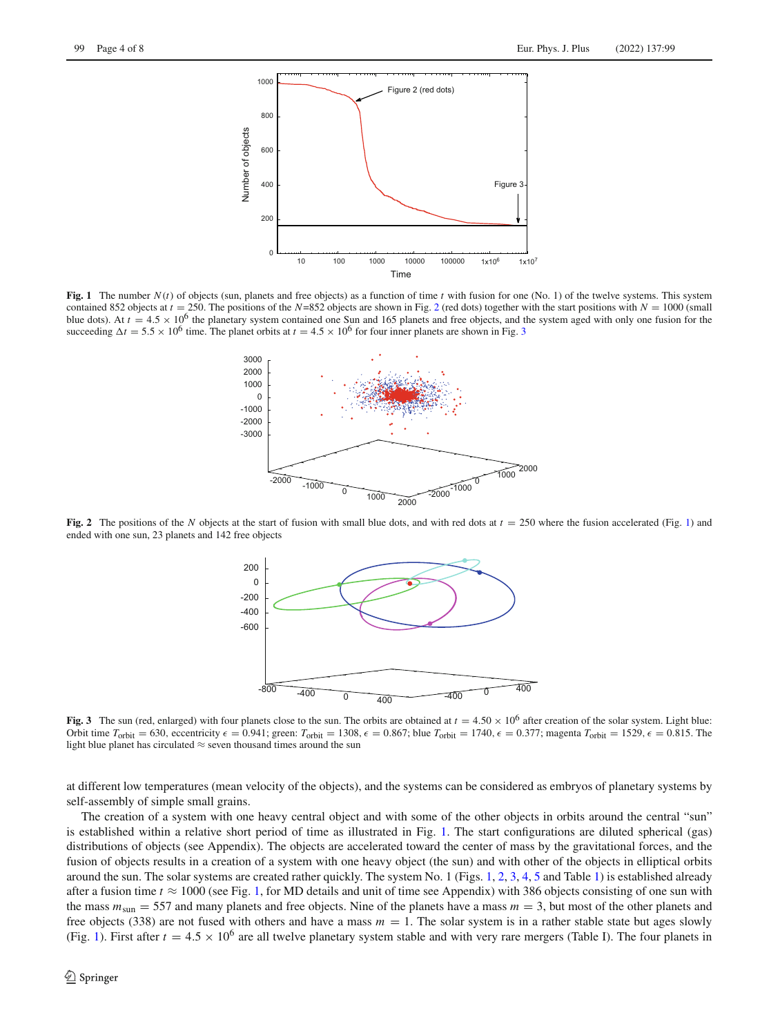**Fig. 1** The number $N(t)$ of objects (sun, planets and free objects) as a function of time $t$ with fusion for one (No. 1) of the twelve systems. This system contained 852 objects at $t = 250$. The positions of the $N$=852 objects are shown in Fig. 2 (red dots) together with the start positions with $N = 1000$ (small blue dots). At $t = 4.5 \times 10^6$ the planetary system contained one Sun and 165 planets and free objects, and the system aged with only one fusion for the succeeding $\Delta t = 5.5 \times 10^6$ time. The planet orbits at $t = 4.5 \times 10^6$ for four inner planets are shown in Fig. 3

**Fig. 2** The positions of the $N$ objects at the start of fusion with small blue dots, and with red dots at $t = 250$ where the fusion accelerated (Fig. 1) and ended with one sun, 23 planets and 142 free objects

**Fig. 3** The sun (red, enlarged) with four planets close to the sun. The orbits are obtained at $t = 4.50 \times 10^6$ after creation of the solar system. Light blue: Orbit time $T_{\text{orbit}} = 630$, eccentricity $\epsilon = 0.941$; green: $T_{\text{orbit}} = 1308$, $\epsilon = 0.867$; blue $T_{\text{orbit}} = 1740$, $\epsilon = 0.377$; magenta $T_{\text{orbit}} = 1529$, $\epsilon = 0.815$. The light blue planet has circulated $\approx$ seven thousand times around the sun

at different low temperatures (mean velocity of the objects), and the systems can be considered as embryos of planetary systems by self-assembly of simple small grains.

The creation of a system with one heavy central object and with some of the other objects in orbits around the central "sun" is established within a relative short period of time as illustrated in Fig. 1. The start configurations are diluted spherical (gas) distributions of objects (see Appendix). The objects are accelerated toward the center of mass by the gravitational forces, and the fusion of objects results in a creation of a system with one heavy object (the sun) and with other of the objects in elliptical orbits around the sun. The solar systems are created rather quickly. The system No. 1 (Figs. 1, 2, 3, 4, 5 and Table 1) is established already after a fusion time $t \approx 1000$ (see Fig. 1, for MD details and unit of time see Appendix) with 386 objects consisting of one sun with the mass $m_{\text{sun}} = 557$ and many planets and free objects. Nine of the planets have a mass $m = 3$, but most of the other planets and free objects (338) are not fused with others and have a mass $m = 1$. The solar system is in a rather stable state but ages slowly (Fig. 1). First after $t = 4.5 \times 10^6$ are all twelve planetary system stable and with very rare mergers (Table I). The four planets in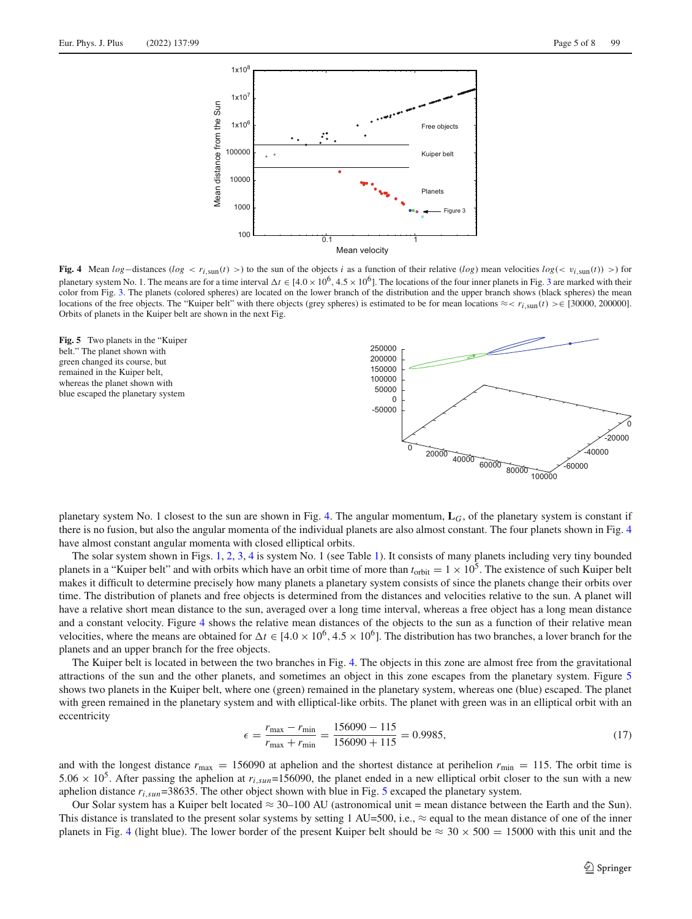**Fig. 4** Mean *log*−distances ($log < r_{i,\mathrm{sun}}(t) >$) to the sun of the objects $i$ as a function of their relative ($log$) mean velocities $log(< v_{i,\mathrm{sun}}(t)) >$) for planetary system No. 1. The means are for a time interval $\Delta t \in [4.0 \times 10^6, 4.5 \times 10^6]$. The locations of the four inner planets in Fig. 3 are marked with their color from Fig. 3. The planets (colored spheres) are located on the lower branch of the distribution and the upper branch shows (black spheres) the mean locations of the free objects. The "Kuiper belt" with there objects (grey spheres) is estimated to be for mean locations $\approx < r_{i,\mathrm{sun}}(t) > \in [30000, 200000]$. Orbits of planets in the Kuiper belt are shown in the next Fig.

**Fig. 5** Two planets in the "Kuiper belt." The planet shown with green changed its course, but remained in the Kuiper belt, whereas the planet shown with blue escaped the planetary system

planetary system No. 1 closest to the sun are shown in Fig. 4. The angular momentum, $\mathbf{L}_G$, of the planetary system is constant if there is no fusion, but also the angular momenta of the individual planets are also almost constant. The four planets shown in Fig. 4 have almost constant angular momenta with closed elliptical orbits.

The solar system shown in Figs. 1, 2, 3, 4 is system No. 1 (see Table 1). It consists of many planets including very tiny bounded planets in a "Kuiper belt" and with orbits which have an orbit time of more than $t_{\mathrm{orbit}} = 1 \times 10^5$. The existence of such Kuiper belt makes it difficult to determine precisely how many planets a planetary system consists of since the planets change their orbits over time. The distribution of planets and free objects is determined from the distances and velocities relative to the sun. A planet will have a relative short mean distance to the sun, averaged over a long time interval, whereas a free object has a long mean distance and a constant velocity. Figure 4 shows the relative mean distances of the objects to the sun as a function of their relative mean velocities, where the means are obtained for $\Delta t \in [4.0 \times 10^6, 4.5 \times 10^6]$. The distribution has two branches, a lover branch for the planets and an upper branch for the free objects.

The Kuiper belt is located in between the two branches in Fig. 4. The objects in this zone are almost free from the gravitational attractions of the sun and the other planets, and sometimes an object in this zone escapes from the planetary system. Figure 5 shows two planets in the Kuiper belt, where one (green) remained in the planetary system, whereas one (blue) escaped. The planet with green remained in the planetary system and with elliptical-like orbits. The planet with green was in an elliptical orbit with an eccentricity

$$\epsilon = \frac{r_{\max} - r_{\min}}{r_{\max} + r_{\min}} = \frac{156090 - 115}{156090 + 115} = 0.9985, \tag{17}$$

and with the longest distance $r_{\max} = 156090$ at aphelion and the shortest distance at perihelion $r_{\min} = 115$. The orbit time is $5.06 \times 10^5$. After passing the aphelion at $r_{i,sun}$=156090, the planet ended in a new elliptical orbit closer to the sun with a new aphelion distance $r_{i,sun}$=38635. The other object shown with blue in Fig. 5 excaped the planetary system.

Our Solar system has a Kuiper belt located $\approx$ 30–100 AU (astronomical unit = mean distance between the Earth and the Sun). This distance is translated to the present solar systems by setting 1 AU=500, i.e., $\approx$ equal to the mean distance of one of the inner planets in Fig. 4 (light blue). The lower border of the present Kuiper belt should be $\approx 30 \times 500 = 15000$ with this unit and the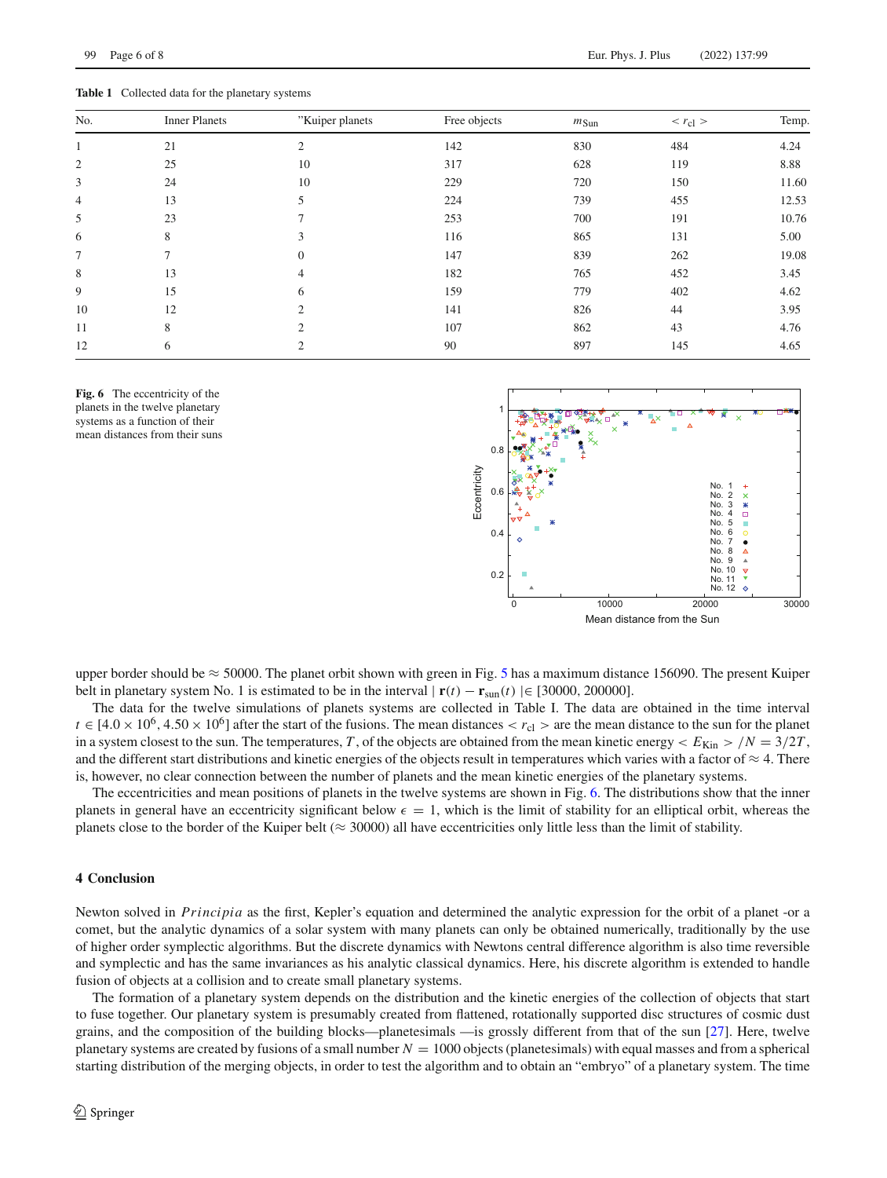**Table 1** Collected data for the planetary systems

| No. | Inner Planets | "Kuiper planets | Free objects | $m_{\text{Sun}}$ | $< r_{\text{cl}} >$ | Temp. |
|---|---|---|---|---|---|---|
| 1 | 21 | 2 | 142 | 830 | 484 | 4.24 |
| 2 | 25 | 10 | 317 | 628 | 119 | 8.88 |
| 3 | 24 | 10 | 229 | 720 | 150 | 11.60 |
| 4 | 13 | 5 | 224 | 739 | 455 | 12.53 |
| 5 | 23 | 7 | 253 | 700 | 191 | 10.76 |
| 6 | 8 | 3 | 116 | 865 | 131 | 5.00 |
| 7 | 7 | 0 | 147 | 839 | 262 | 19.08 |
| 8 | 13 | 4 | 182 | 765 | 452 | 3.45 |
| 9 | 15 | 6 | 159 | 779 | 402 | 4.62 |
| 10 | 12 | 2 | 141 | 826 | 44 | 3.95 |
| 11 | 8 | 2 | 107 | 862 | 43 | 4.76 |
| 12 | 6 | 2 | 90 | 897 | 145 | 4.65 |

**Fig. 6** The eccentricity of the planets in the twelve planetary systems as a function of their mean distances from their suns

upper border should be $\approx 50000$. The planet orbit shown with green in Fig. 5 has a maximum distance 156090. The present Kuiper belt in planetary system No. 1 is estimated to be in the interval $| \mathbf{r}(t) - \mathbf{r}_{\text{sun}}(t) | \in [30000, 200000]$.

The data for the twelve simulations of planets systems are collected in Table I. The data are obtained in the time interval $t \in [4.0 \times 10^6, 4.50 \times 10^6]$ after the start of the fusions. The mean distances $< r_{\text{cl}} >$ are the mean distance to the sun for the planet in a system closest to the sun. The temperatures, $T$, of the objects are obtained from the mean kinetic energy $< E_{\text{Kin}} > /N = 3/2T$, and the different start distributions and kinetic energies of the objects result in temperatures which varies with a factor of $\approx 4$. There is, however, no clear connection between the number of planets and the mean kinetic energies of the planetary systems.

The eccentricities and mean positions of planets in the twelve systems are shown in Fig. 6. The distributions show that the inner planets in general have an eccentricity significant below $\epsilon = 1$, which is the limit of stability for an elliptical orbit, whereas the planets close to the border of the Kuiper belt ($\approx 30000$) all have eccentricities only little less than the limit of stability.

## 4 Conclusion

Newton solved in *Principia* as the first, Kepler's equation and determined the analytic expression for the orbit of a planet -or a comet, but the analytic dynamics of a solar system with many planets can only be obtained numerically, traditionally by the use of higher order symplectic algorithms. But the discrete dynamics with Newtons central difference algorithm is also time reversible and symplectic and has the same invariances as his analytic classical dynamics. Here, his discrete algorithm is extended to handle fusion of objects at a collision and to create small planetary systems.

The formation of a planetary system depends on the distribution and the kinetic energies of the collection of objects that start to fuse together. Our planetary system is presumably created from flattened, rotationally supported disc structures of cosmic dust grains, and the composition of the building blocks—planetesimals —is grossly different from that of the sun [27]. Here, twelve planetary systems are created by fusions of a small number $N = 1000$ objects (planetesimals) with equal masses and from a spherical starting distribution of the merging objects, in order to test the algorithm and to obtain an "embryo" of a planetary system. The time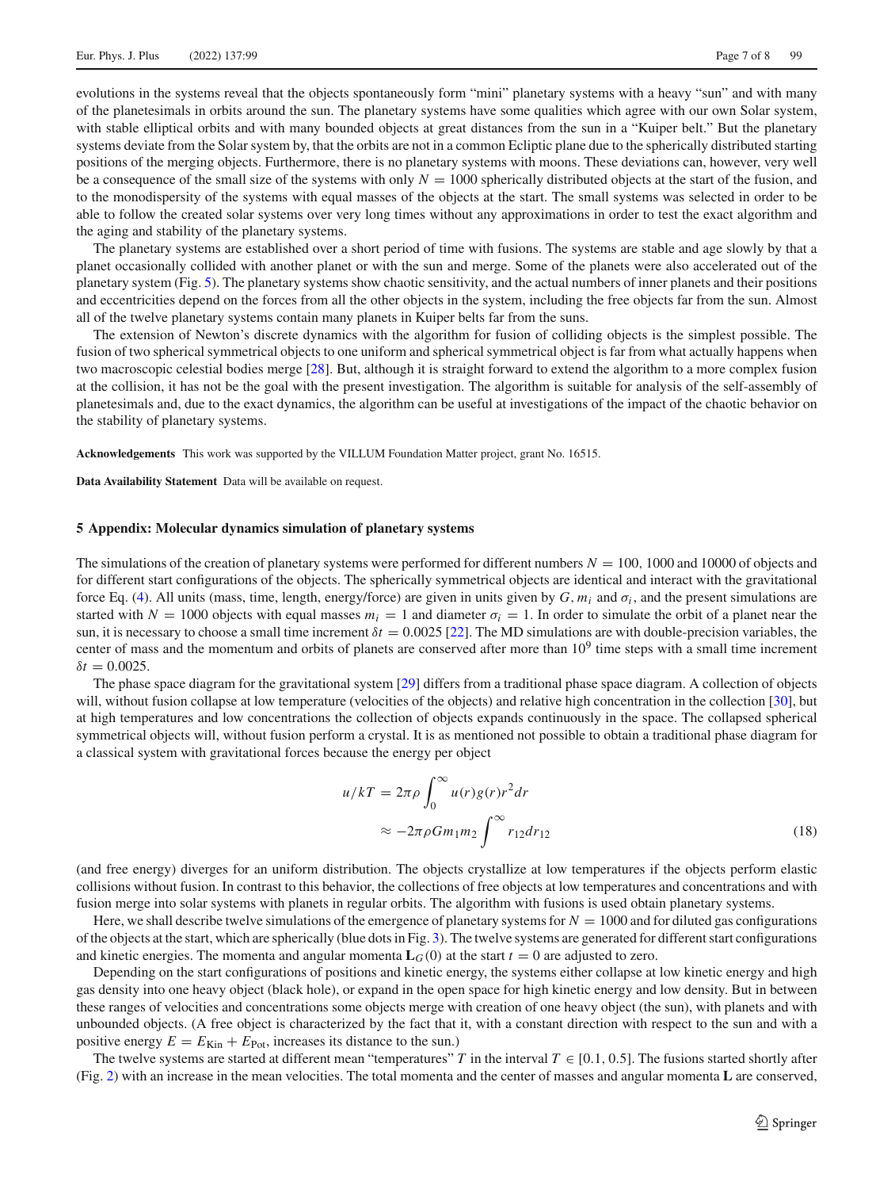evolutions in the systems reveal that the objects spontaneously form "mini" planetary systems with a heavy "sun" and with many of the planetesimals in orbits around the sun. The planetary systems have some qualities which agree with our own Solar system, with stable elliptical orbits and with many bounded objects at great distances from the sun in a "Kuiper belt." But the planetary systems deviate from the Solar system by, that the orbits are not in a common Ecliptic plane due to the spherically distributed starting positions of the merging objects. Furthermore, there is no planetary systems with moons. These deviations can, however, very well be a consequence of the small size of the systems with only $N = 1000$ spherically distributed objects at the start of the fusion, and to the monodispersity of the systems with equal masses of the objects at the start. The small systems was selected in order to be able to follow the created solar systems over very long times without any approximations in order to test the exact algorithm and the aging and stability of the planetary systems.

The planetary systems are established over a short period of time with fusions. The systems are stable and age slowly by that a planet occasionally collided with another planet or with the sun and merge. Some of the planets were also accelerated out of the planetary system (Fig. 5). The planetary systems show chaotic sensitivity, and the actual numbers of inner planets and their positions and eccentricities depend on the forces from all the other objects in the system, including the free objects far from the sun. Almost all of the twelve planetary systems contain many planets in Kuiper belts far from the suns.

The extension of Newton's discrete dynamics with the algorithm for fusion of colliding objects is the simplest possible. The fusion of two spherical symmetrical objects to one uniform and spherical symmetrical object is far from what actually happens when two macroscopic celestial bodies merge [28]. But, although it is straight forward to extend the algorithm to a more complex fusion at the collision, it has not be the goal with the present investigation. The algorithm is suitable for analysis of the self-assembly of planetesimals and, due to the exact dynamics, the algorithm can be useful at investigations of the impact of the chaotic behavior on the stability of planetary systems.

**Acknowledgements** This work was supported by the VILLUM Foundation Matter project, grant No. 16515.

**Data Availability Statement** Data will be available on request.

## 5 Appendix: Molecular dynamics simulation of planetary systems

The simulations of the creation of planetary systems were performed for different numbers $N = 100$, 1000 and 10000 of objects and for different start configurations of the objects. The spherically symmetrical objects are identical and interact with the gravitational force Eq. (4). All units (mass, time, length, energy/force) are given in units given by $G$, $m_i$ and $\sigma_i$, and the present simulations are started with $N = 1000$ objects with equal masses $m_i = 1$ and diameter $\sigma_i = 1$. In order to simulate the orbit of a planet near the sun, it is necessary to choose a small time increment $\delta t = 0.0025$ [22]. The MD simulations are with double-precision variables, the center of mass and the momentum and orbits of planets are conserved after more than $10^9$ time steps with a small time increment $\delta t = 0.0025$.

The phase space diagram for the gravitational system [29] differs from a traditional phase space diagram. A collection of objects will, without fusion collapse at low temperature (velocities of the objects) and relative high concentration in the collection [30], but at high temperatures and low concentrations the collection of objects expands continuously in the space. The collapsed spherical symmetrical objects will, without fusion perform a crystal. It is as mentioned not possible to obtain a traditional phase diagram for a classical system with gravitational forces because the energy per object

$$
\begin{aligned}
u/kT &= 2\pi\rho \int_0^\infty u(r)g(r)r^2 dr \\
&\approx -2\pi\rho G m_1 m_2 \int^\infty r_{12} dr_{12}
\end{aligned}
\tag{18}
$$

(and free energy) diverges for an uniform distribution. The objects crystallize at low temperatures if the objects perform elastic collisions without fusion. In contrast to this behavior, the collections of free objects at low temperatures and concentrations and with fusion merge into solar systems with planets in regular orbits. The algorithm with fusions is used obtain planetary systems.

Here, we shall describe twelve simulations of the emergence of planetary systems for $N = 1000$ and for diluted gas configurations of the objects at the start, which are spherically (blue dots in Fig. 3). The twelve systems are generated for different start configurations and kinetic energies. The momenta and angular momenta $\mathbf{L}_G(0)$ at the start $t = 0$ are adjusted to zero.

Depending on the start configurations of positions and kinetic energy, the systems either collapse at low kinetic energy and high gas density into one heavy object (black hole), or expand in the open space for high kinetic energy and low density. But in between these ranges of velocities and concentrations some objects merge with creation of one heavy object (the sun), with planets and with unbounded objects. (A free object is characterized by the fact that it, with a constant direction with respect to the sun and with a positive energy $E = E_{\text{Kin}} + E_{\text{Pot}}$, increases its distance to the sun.)

The twelve systems are started at different mean "temperatures" $T$ in the interval $T \in [0.1, 0.5]$. The fusions started shortly after (Fig. 2) with an increase in the mean velocities. The total momenta and the center of masses and angular momenta $\mathbf{L}$ are conserved,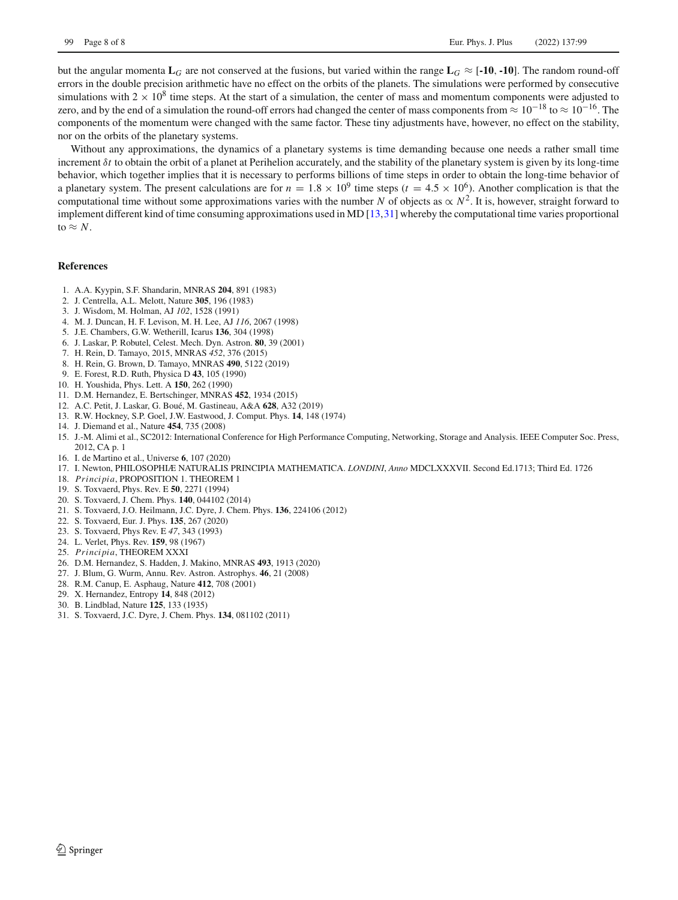but the angular momenta $\mathbf{L}_G$ are not conserved at the fusions, but varied within the range $\mathbf{L}_G \approx$ [**-10**, **-10**]. The random round-off errors in the double precision arithmetic have no effect on the orbits of the planets. The simulations were performed by consecutive simulations with $2 \times 10^8$ time steps. At the start of a simulation, the center of mass and momentum components were adjusted to zero, and by the end of a simulation the round-off errors had changed the center of mass components from $\approx 10^{-18}$ to $\approx 10^{-16}$. The components of the momentum were changed with the same factor. These tiny adjustments have, however, no effect on the stability, nor on the orbits of the planetary systems.

Without any approximations, the dynamics of a planetary systems is time demanding because one needs a rather small time increment $\delta t$ to obtain the orbit of a planet at Perihelion accurately, and the stability of the planetary system is given by its long-time behavior, which together implies that it is necessary to performs billions of time steps in order to obtain the long-time behavior of a planetary system. The present calculations are for $n = 1.8 \times 10^9$ time steps ($t = 4.5 \times 10^6$). Another complication is that the computational time without some approximations varies with the number $N$ of objects as $\propto N^2$. It is, however, straight forward to implement different kind of time consuming approximations used in MD [13,31] whereby the computational time varies proportional to $\approx N$.

## References

1. A.A. Kyypin, S.F. Shandarin, MNRAS **204**, 891 (1983)
2. J. Centrella, A.L. Melott, Nature **305**, 196 (1983)
3. J. Wisdom, M. Holman, AJ *102*, 1528 (1991)
4. M. J. Duncan, H. F. Levison, M. H. Lee, AJ *116*, 2067 (1998)
5. J.E. Chambers, G.W. Wetherill, Icarus **136**, 304 (1998)
6. J. Laskar, P. Robutel, Celest. Mech. Dyn. Astron. **80**, 39 (2001)
7. H. Rein, D. Tamayo, 2015, MNRAS *452*, 376 (2015)
8. H. Rein, G. Brown, D. Tamayo, MNRAS **490**, 5122 (2019)
9. E. Forest, R.D. Ruth, Physica D **43**, 105 (1990)
10. H. Youshida, Phys. Lett. A **150**, 262 (1990)
11. D.M. Hernandez, E. Bertschinger, MNRAS **452**, 1934 (2015)
12. A.C. Petit, J. Laskar, G. Boué, M. Gastineau, A&A **628**, A32 (2019)
13. R.W. Hockney, S.P. Goel, J.W. Eastwood, J. Comput. Phys. **14**, 148 (1974)
14. J. Diemand et al., Nature **454**, 735 (2008)
15. J.-M. Alimi et al., SC2012: International Conference for High Performance Computing, Networking, Storage and Analysis. IEEE Computer Soc. Press, 2012, CA p. 1
16. I. de Martino et al., Universe **6**, 107 (2020)
17. I. Newton, PHILOSOPHIÆ NATURALIS PRINCIPIA MATHEMATICA. *LONDINI*, *Anno* MDCLXXXVII. Second Ed.1713; Third Ed. 1726
18. *Principia*, PROPOSITION 1. THEOREM 1
19. S. Toxvaerd, Phys. Rev. E **50**, 2271 (1994)
20. S. Toxvaerd, J. Chem. Phys. **140**, 044102 (2014)
21. S. Toxvaerd, J.O. Heilmann, J.C. Dyre, J. Chem. Phys. **136**, 224106 (2012)
22. S. Toxvaerd, Eur. J. Phys. **135**, 267 (2020)
23. S. Toxvaerd, Phys Rev. E *47*, 343 (1993)
24. L. Verlet, Phys. Rev. **159**, 98 (1967)
25. *Principia*, THEOREM XXXI
26. D.M. Hernandez, S. Hadden, J. Makino, MNRAS **493**, 1913 (2020)
27. J. Blum, G. Wurm, Annu. Rev. Astron. Astrophys. **46**, 21 (2008)
28. R.M. Canup, E. Asphaug, Nature **412**, 708 (2001)
29. X. Hernandez, Entropy **14**, 848 (2012)
30. B. Lindblad, Nature **125**, 133 (1935)
31. S. Toxvaerd, J.C. Dyre, J. Chem. Phys. **134**, 081102 (2011)